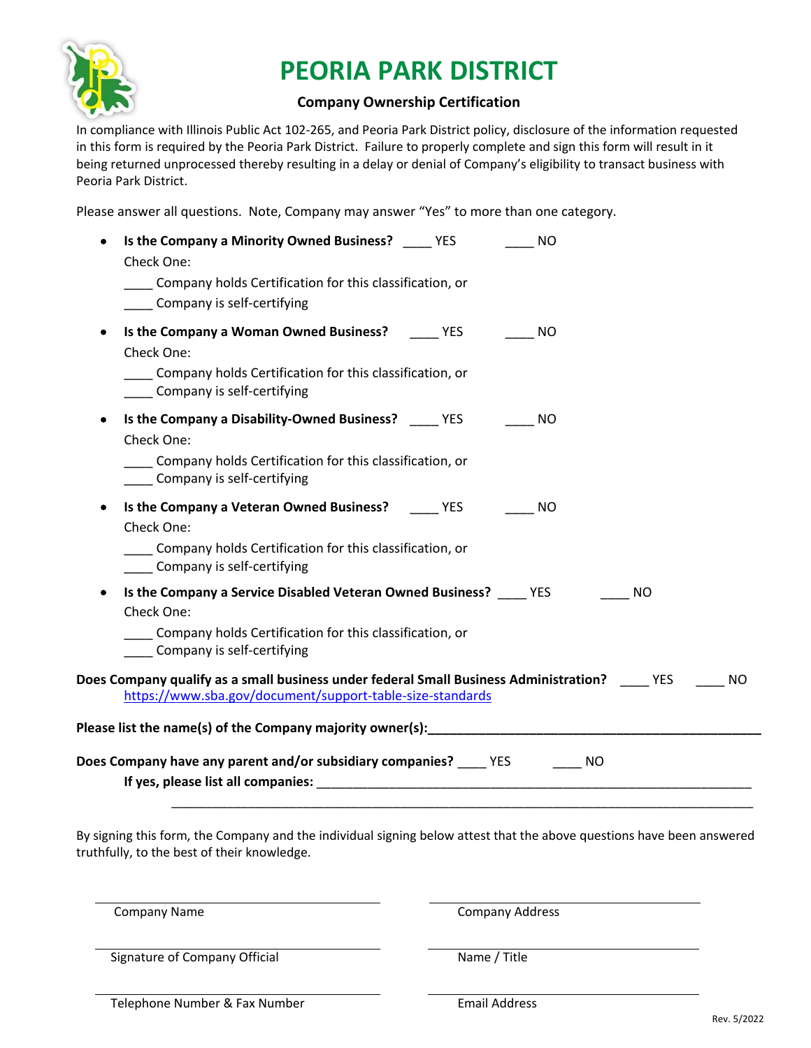# PEORIA PARK DISTRICT

## Company Ownership Certification

In compliance with Illinois Public Act 102-265, and Peoria Park District policy, disclosure of the information requested in this form is required by the Peoria Park District. Failure to properly complete and sign this form will result in it being returned unprocessed thereby resulting in a delay or denial of Company's eligibility to transact business with Peoria Park District.

Please answer all questions. Note, Company may answer "Yes" to more than one category.

- **Is the Company a Minority Owned Business?** ____ YES ____ NO
  Check One:
  ____ Company holds Certification for this classification, or
  ____ Company is self-certifying
- **Is the Company a Woman Owned Business?** ____ YES ____ NO
  Check One:
  ____ Company holds Certification for this classification, or
  ____ Company is self-certifying
- **Is the Company a Disability-Owned Business?** ____ YES ____ NO
  Check One:
  ____ Company holds Certification for this classification, or
  ____ Company is self-certifying
- **Is the Company a Veteran Owned Business?** ____ YES ____ NO
  Check One:
  ____ Company holds Certification for this classification, or
  ____ Company is self-certifying
- **Is the Company a Service Disabled Veteran Owned Business?** ____ YES ____ NO
  Check One:
  ____ Company holds Certification for this classification, or
  ____ Company is self-certifying

**Does Company qualify as a small business under federal Small Business Administration?** ____ YES ____ NO
https://www.sba.gov/document/support-table-size-standards

**Please list the name(s) of the Company majority owner(s):**________________________________________________

**Does Company have any parent and/or subsidiary companies?** ____ YES ____ NO
**If yes, please list all companies:** ______________________________________________________________
_________________________________________________________________________________

By signing this form, the Company and the individual signing below attest that the above questions have been answered truthfully, to the best of their knowledge.

| | |
|---|---|
| Company Name | Company Address |
| Signature of Company Official | Name / Title |
| Telephone Number & Fax Number | Email Address |

Rev. 5/2022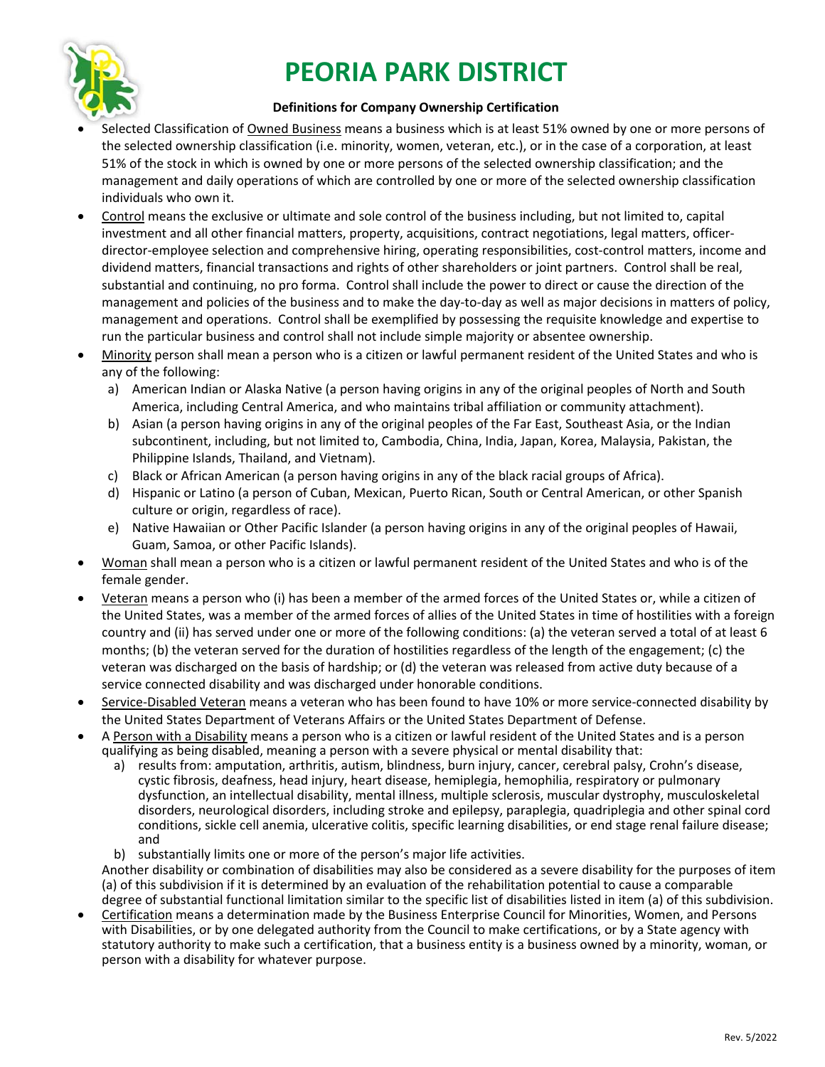# PEORIA PARK DISTRICT

**Definitions for Company Ownership Certification**

- Selected Classification of Owned Business means a business which is at least 51% owned by one or more persons of the selected ownership classification (i.e. minority, women, veteran, etc.), or in the case of a corporation, at least 51% of the stock in which is owned by one or more persons of the selected ownership classification; and the management and daily operations of which are controlled by one or more of the selected ownership classification individuals who own it.
- Control means the exclusive or ultimate and sole control of the business including, but not limited to, capital investment and all other financial matters, property, acquisitions, contract negotiations, legal matters, officer-director-employee selection and comprehensive hiring, operating responsibilities, cost-control matters, income and dividend matters, financial transactions and rights of other shareholders or joint partners. Control shall be real, substantial and continuing, no pro forma. Control shall include the power to direct or cause the direction of the management and policies of the business and to make the day-to-day as well as major decisions in matters of policy, management and operations. Control shall be exemplified by possessing the requisite knowledge and expertise to run the particular business and control shall not include simple majority or absentee ownership.
- Minority person shall mean a person who is a citizen or lawful permanent resident of the United States and who is any of the following:
  a) American Indian or Alaska Native (a person having origins in any of the original peoples of North and South America, including Central America, and who maintains tribal affiliation or community attachment).
  b) Asian (a person having origins in any of the original peoples of the Far East, Southeast Asia, or the Indian subcontinent, including, but not limited to, Cambodia, China, India, Japan, Korea, Malaysia, Pakistan, the Philippine Islands, Thailand, and Vietnam).
  c) Black or African American (a person having origins in any of the black racial groups of Africa).
  d) Hispanic or Latino (a person of Cuban, Mexican, Puerto Rican, South or Central American, or other Spanish culture or origin, regardless of race).
  e) Native Hawaiian or Other Pacific Islander (a person having origins in any of the original peoples of Hawaii, Guam, Samoa, or other Pacific Islands).
- Woman shall mean a person who is a citizen or lawful permanent resident of the United States and who is of the female gender.
- Veteran means a person who (i) has been a member of the armed forces of the United States or, while a citizen of the United States, was a member of the armed forces of allies of the United States in time of hostilities with a foreign country and (ii) has served under one or more of the following conditions: (a) the veteran served a total of at least 6 months; (b) the veteran served for the duration of hostilities regardless of the length of the engagement; (c) the veteran was discharged on the basis of hardship; or (d) the veteran was released from active duty because of a service connected disability and was discharged under honorable conditions.
- Service-Disabled Veteran means a veteran who has been found to have 10% or more service-connected disability by the United States Department of Veterans Affairs or the United States Department of Defense.
- A Person with a Disability means a person who is a citizen or lawful resident of the United States and is a person qualifying as being disabled, meaning a person with a severe physical or mental disability that:
  a) results from: amputation, arthritis, autism, blindness, burn injury, cancer, cerebral palsy, Crohn's disease, cystic fibrosis, deafness, head injury, heart disease, hemiplegia, hemophilia, respiratory or pulmonary dysfunction, an intellectual disability, mental illness, multiple sclerosis, muscular dystrophy, musculoskeletal disorders, neurological disorders, including stroke and epilepsy, paraplegia, quadriplegia and other spinal cord conditions, sickle cell anemia, ulcerative colitis, specific learning disabilities, or end stage renal failure disease; and
  b) substantially limits one or more of the person's major life activities.

  Another disability or combination of disabilities may also be considered as a severe disability for the purposes of item (a) of this subdivision if it is determined by an evaluation of the rehabilitation potential to cause a comparable degree of substantial functional limitation similar to the specific list of disabilities listed in item (a) of this subdivision.
- Certification means a determination made by the Business Enterprise Council for Minorities, Women, and Persons with Disabilities, or by one delegated authority from the Council to make certifications, or by a State agency with statutory authority to make such a certification, that a business entity is a business owned by a minority, woman, or person with a disability for whatever purpose.

Rev. 5/2022